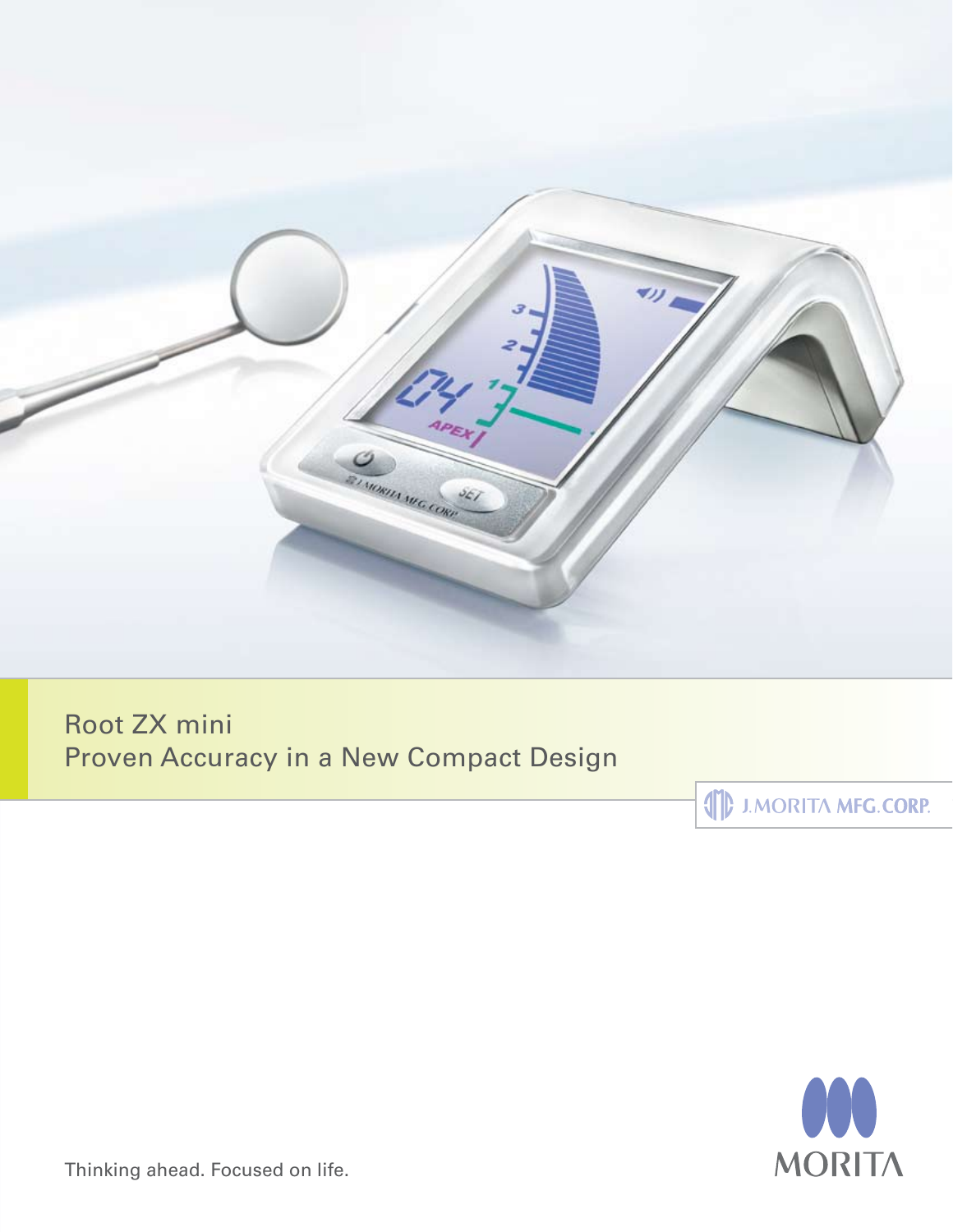# Root ZX mini

## Proven Accuracy in a New Compact Design

J.MORITA MFG.CORP.

MORITA

Thinking ahead. Focused on life.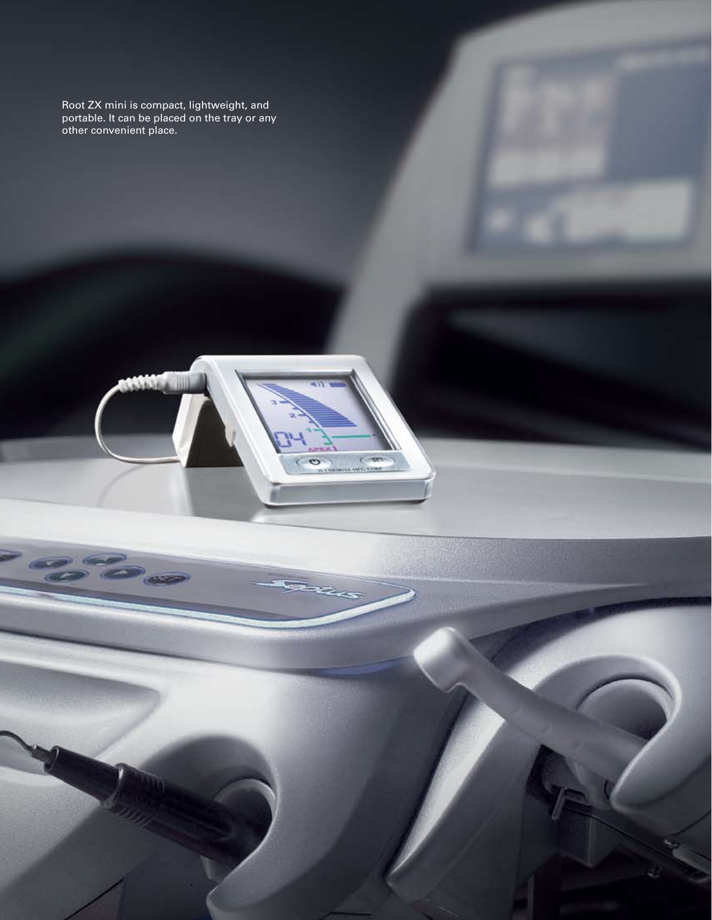Root ZX mini is compact, lightweight, and portable. It can be placed on the tray or any other convenient place.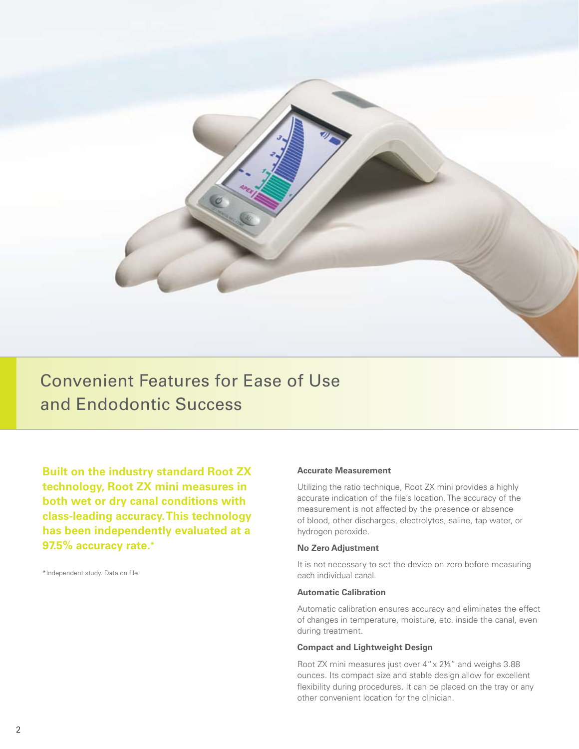## Convenient Features for Ease of Use and Endodontic Success

**Built on the industry standard Root ZX technology, Root ZX mini measures in both wet or dry canal conditions with class-leading accuracy. This technology has been independently evaluated at a 97.5% accuracy rate.***

*Independent study. Data on file.

**Accurate Measurement**

Utilizing the ratio technique, Root ZX mini provides a highly accurate indication of the file's location. The accuracy of the measurement is not affected by the presence or absence of blood, other discharges, electrolytes, saline, tap water, or hydrogen peroxide.

**No Zero Adjustment**

It is not necessary to set the device on zero before measuring each individual canal.

**Automatic Calibration**

Automatic calibration ensures accuracy and eliminates the effect of changes in temperature, moisture, etc. inside the canal, even during treatment.

**Compact and Lightweight Design**

Root ZX mini measures just over 4" x 2⅓" and weighs 3.88 ounces. Its compact size and stable design allow for excellent flexibility during procedures. It can be placed on the tray or any other convenient location for the clinician.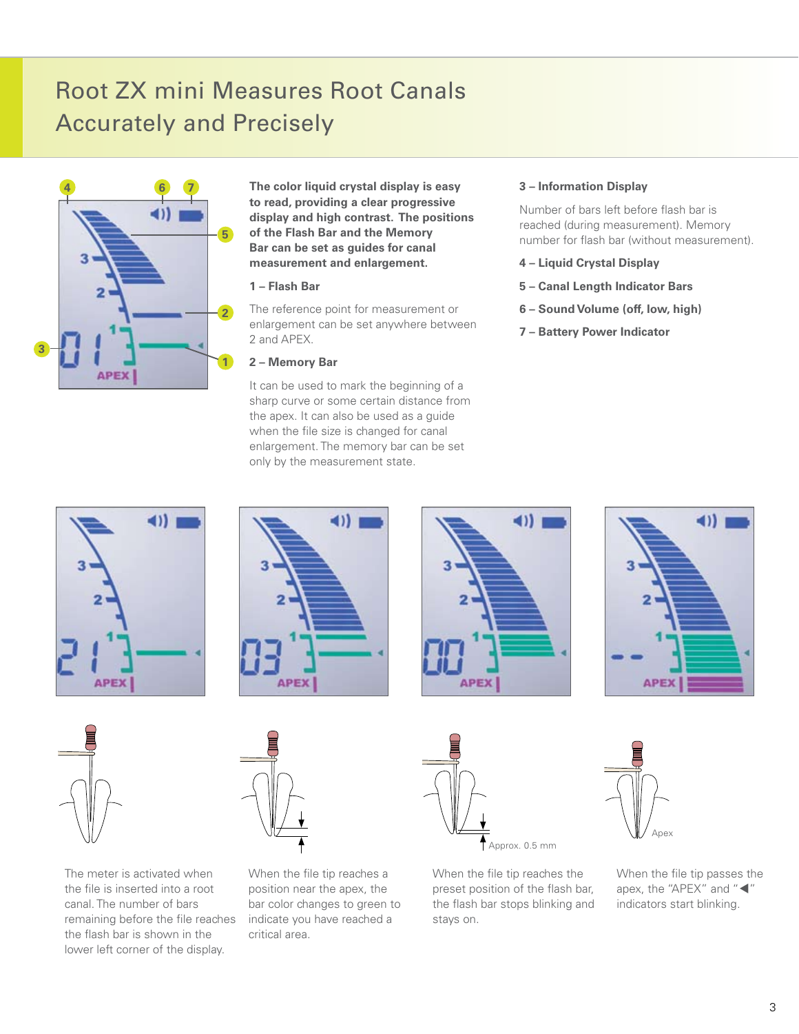# Root ZX mini Measures Root Canals Accurately and Precisely

**The color liquid crystal display is easy to read, providing a clear progressive display and high contrast. The positions of the Flash Bar and the Memory Bar can be set as guides for canal measurement and enlargement.**

**1 – Flash Bar**

The reference point for measurement or enlargement can be set anywhere between 2 and APEX.

**2 – Memory Bar**

It can be used to mark the beginning of a sharp curve or some certain distance from the apex. It can also be used as a guide when the file size is changed for canal enlargement. The memory bar can be set only by the measurement state.

**3 – Information Display**

Number of bars left before flash bar is reached (during measurement). Memory number for flash bar (without measurement).

**4 – Liquid Crystal Display**

**5 – Canal Length Indicator Bars**

**6 – Sound Volume (off, low, high)**

**7 – Battery Power Indicator**

The meter is activated when the file is inserted into a root canal. The number of bars remaining before the file reaches the flash bar is shown in the lower left corner of the display.

When the file tip reaches a position near the apex, the bar color changes to green to indicate you have reached a critical area.

Approx. 0.5 mm

When the file tip reaches the preset position of the flash bar, the flash bar stops blinking and stays on.

Apex

When the file tip passes the apex, the "APEX" and "◀" indicators start blinking.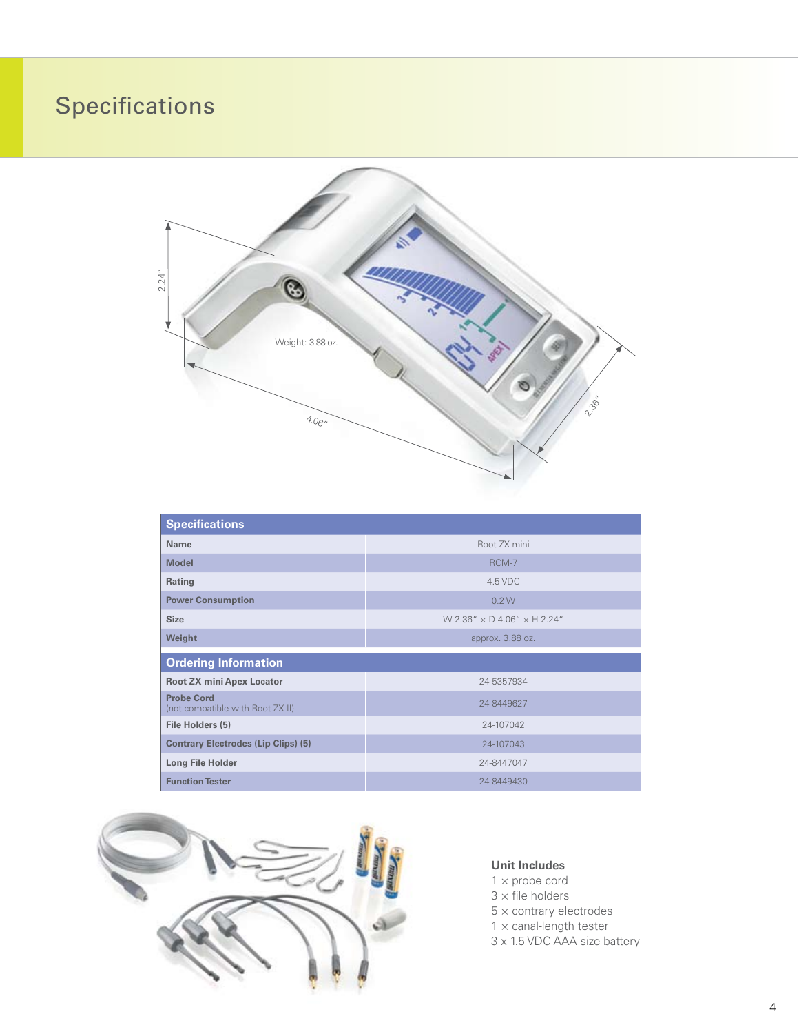# Specifications

Weight: 3.88 oz.

2.24"

4.06"

2.36"

| Specifications | |
|---|---|
| **Name** | Root ZX mini |
| **Model** | RCM-7 |
| **Rating** | 4.5 VDC |
| **Power Consumption** | 0.2 W |
| **Size** | W 2.36" × D 4.06" × H 2.24" |
| **Weight** | approx. 3.88 oz. |
| **Ordering Information** | |
| **Root ZX mini Apex Locator** | 24-5357934 |
| **Probe Cord** (not compatible with Root ZX II) | 24-8449627 |
| **File Holders (5)** | 24-107042 |
| **Contrary Electrodes (Lip Clips) (5)** | 24-107043 |
| **Long File Holder** | 24-8447047 |
| **Function Tester** | 24-8449430 |

**Unit Includes**

1 × probe cord
3 × file holders
5 × contrary electrodes
1 × canal-length tester
3 x 1.5 VDC AAA size battery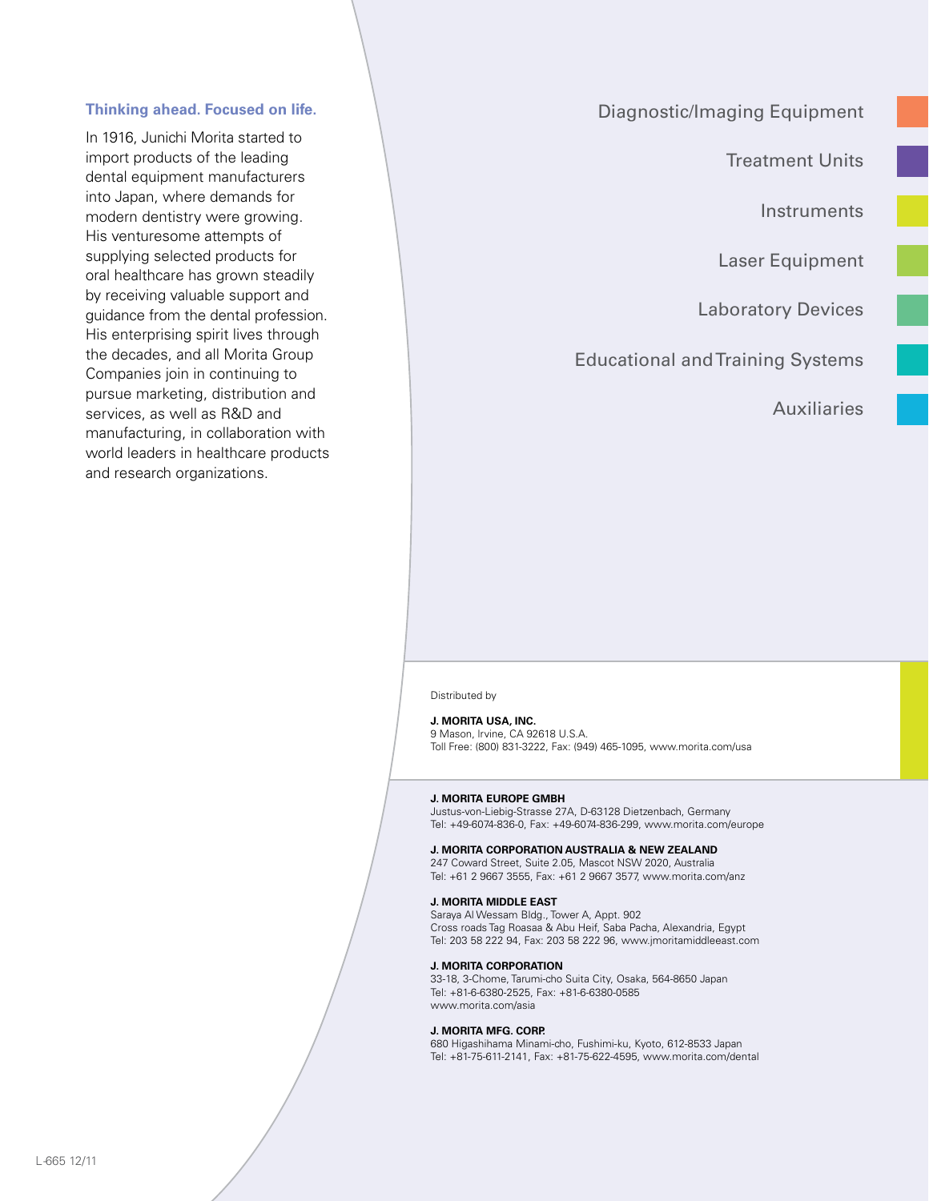**Thinking ahead. Focused on life.**

In 1916, Junichi Morita started to import products of the leading dental equipment manufacturers into Japan, where demands for modern dentistry were growing. His venturesome attempts of supplying selected products for oral healthcare has grown steadily by receiving valuable support and guidance from the dental profession. His enterprising spirit lives through the decades, and all Morita Group Companies join in continuing to pursue marketing, distribution and services, as well as R&D and manufacturing, in collaboration with world leaders in healthcare products and research organizations.

Diagnostic/Imaging Equipment

Treatment Units

Instruments

Laser Equipment

Laboratory Devices

Educational and Training Systems

Auxiliaries

Distributed by

**J. MORITA USA, INC.**
9 Mason, Irvine, CA 92618 U.S.A.
Toll Free: (800) 831-3222, Fax: (949) 465-1095, www.morita.com/usa

**J. MORITA EUROPE GMBH**
Justus-von-Liebig-Strasse 27A, D-63128 Dietzenbach, Germany
Tel: +49-6074-836-0, Fax: +49-6074-836-299, www.morita.com/europe

**J. MORITA CORPORATION AUSTRALIA & NEW ZEALAND**
247 Coward Street, Suite 2.05, Mascot NSW 2020, Australia
Tel: +61 2 9667 3555, Fax: +61 2 9667 3577, www.morita.com/anz

**J. MORITA MIDDLE EAST**
Saraya Al Wessam Bldg., Tower A, Appt. 902
Cross roads Tag Roasaa & Abu Heif, Saba Pacha, Alexandria, Egypt
Tel: 203 58 222 94, Fax: 203 58 222 96, www.jmoritamiddleeast.com

**J. MORITA CORPORATION**
33-18, 3-Chome, Tarumi-cho Suita City, Osaka, 564-8650 Japan
Tel: +81-6-6380-2525, Fax: +81-6-6380-0585
www.morita.com/asia

**J. MORITA MFG. CORP.**
680 Higashihama Minami-cho, Fushimi-ku, Kyoto, 612-8533 Japan
Tel: +81-75-611-2141, Fax: +81-75-622-4595, www.morita.com/dental

L-665 12/11